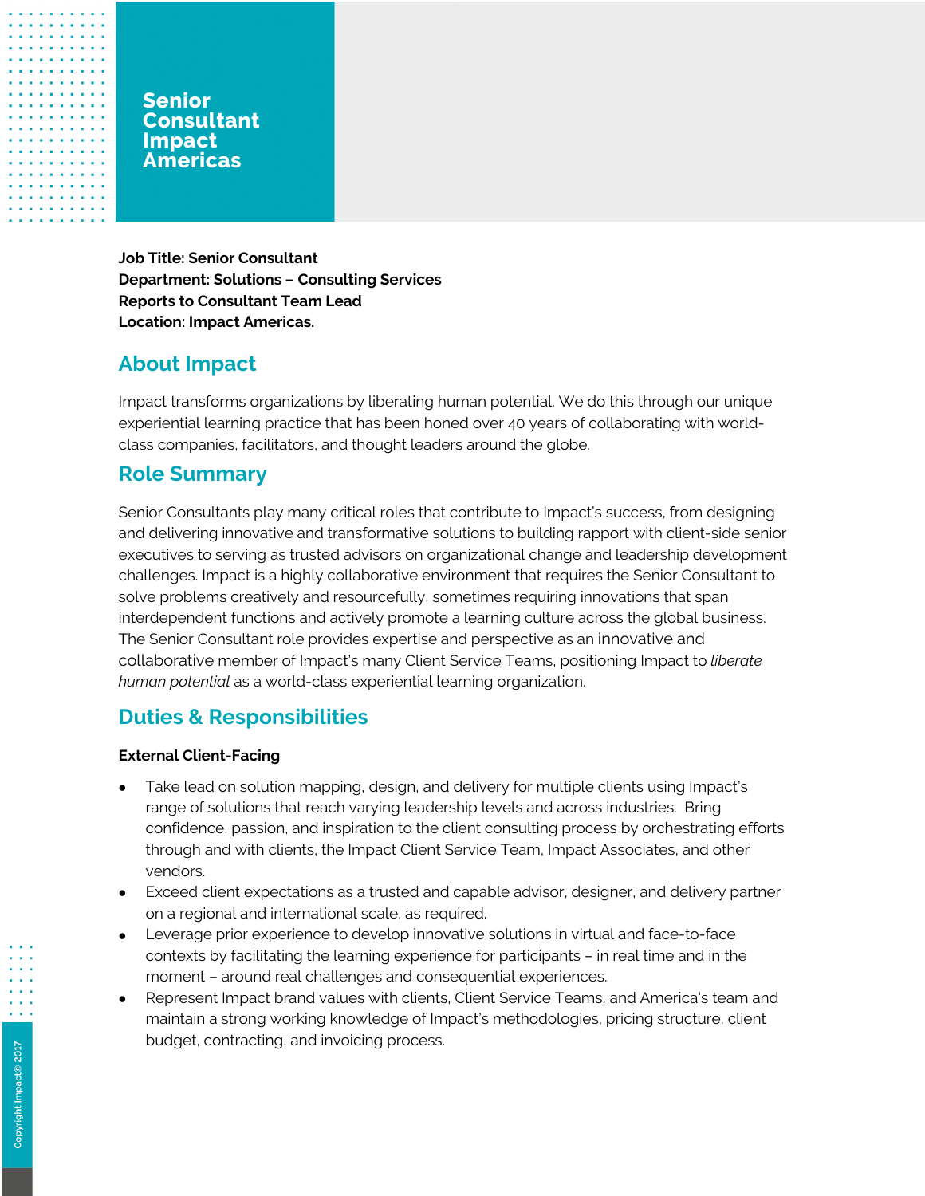# Senior Consultant Impact Americas

**Job Title: Senior Consultant**
**Department: Solutions – Consulting Services**
**Reports to Consultant Team Lead**
**Location: Impact Americas.**

## About Impact

Impact transforms organizations by liberating human potential. We do this through our unique experiential learning practice that has been honed over 40 years of collaborating with world-class companies, facilitators, and thought leaders around the globe.

## Role Summary

Senior Consultants play many critical roles that contribute to Impact's success, from designing and delivering innovative and transformative solutions to building rapport with client-side senior executives to serving as trusted advisors on organizational change and leadership development challenges. Impact is a highly collaborative environment that requires the Senior Consultant to solve problems creatively and resourcefully, sometimes requiring innovations that span interdependent functions and actively promote a learning culture across the global business. The Senior Consultant role provides expertise and perspective as an innovative and collaborative member of Impact's many Client Service Teams, positioning Impact to *liberate human potential* as a world-class experiential learning organization.

## Duties & Responsibilities

**External Client-Facing**

- Take lead on solution mapping, design, and delivery for multiple clients using Impact's range of solutions that reach varying leadership levels and across industries. Bring confidence, passion, and inspiration to the client consulting process by orchestrating efforts through and with clients, the Impact Client Service Team, Impact Associates, and other vendors.
- Exceed client expectations as a trusted and capable advisor, designer, and delivery partner on a regional and international scale, as required.
- Leverage prior experience to develop innovative solutions in virtual and face-to-face contexts by facilitating the learning experience for participants – in real time and in the moment – around real challenges and consequential experiences.
- Represent Impact brand values with clients, Client Service Teams, and America's team and maintain a strong working knowledge of Impact's methodologies, pricing structure, client budget, contracting, and invoicing process.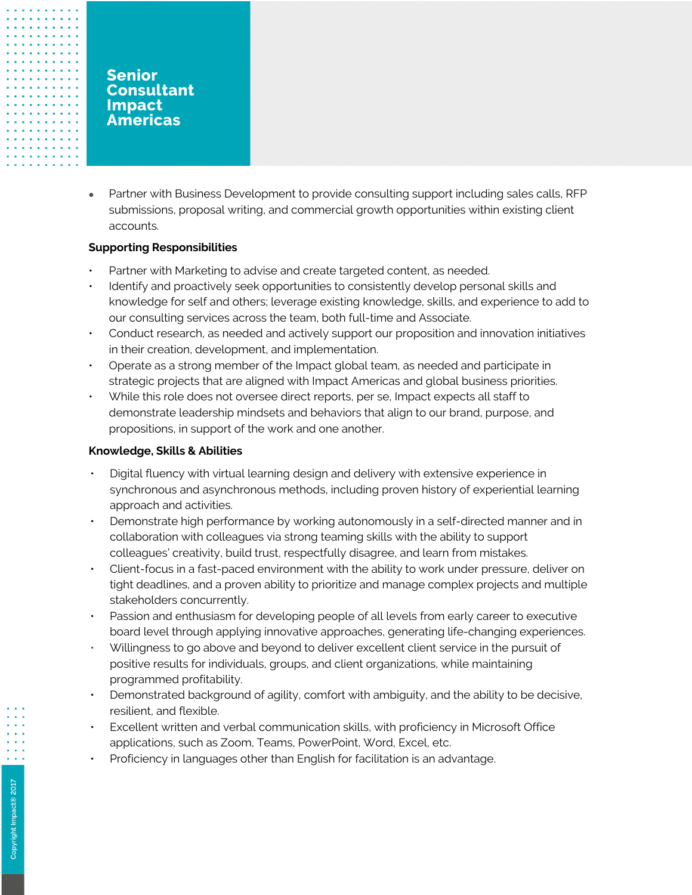# Senior Consultant Impact Americas

- Partner with Business Development to provide consulting support including sales calls, RFP submissions, proposal writing, and commercial growth opportunities within existing client accounts.

**Supporting Responsibilities**

- Partner with Marketing to advise and create targeted content, as needed.
- Identify and proactively seek opportunities to consistently develop personal skills and knowledge for self and others; leverage existing knowledge, skills, and experience to add to our consulting services across the team, both full-time and Associate.
- Conduct research, as needed and actively support our proposition and innovation initiatives in their creation, development, and implementation.
- Operate as a strong member of the Impact global team, as needed and participate in strategic projects that are aligned with Impact Americas and global business priorities.
- While this role does not oversee direct reports, per se, Impact expects all staff to demonstrate leadership mindsets and behaviors that align to our brand, purpose, and propositions, in support of the work and one another.

**Knowledge, Skills & Abilities**

- Digital fluency with virtual learning design and delivery with extensive experience in synchronous and asynchronous methods, including proven history of experiential learning approach and activities.
- Demonstrate high performance by working autonomously in a self-directed manner and in collaboration with colleagues via strong teaming skills with the ability to support colleagues' creativity, build trust, respectfully disagree, and learn from mistakes.
- Client-focus in a fast-paced environment with the ability to work under pressure, deliver on tight deadlines, and a proven ability to prioritize and manage complex projects and multiple stakeholders concurrently.
- Passion and enthusiasm for developing people of all levels from early career to executive board level through applying innovative approaches, generating life-changing experiences.
- Willingness to go above and beyond to deliver excellent client service in the pursuit of positive results for individuals, groups, and client organizations, while maintaining programmed profitability.
- Demonstrated background of agility, comfort with ambiguity, and the ability to be decisive, resilient, and flexible.
- Excellent written and verbal communication skills, with proficiency in Microsoft Office applications, such as Zoom, Teams, PowerPoint, Word, Excel, etc.
- Proficiency in languages other than English for facilitation is an advantage.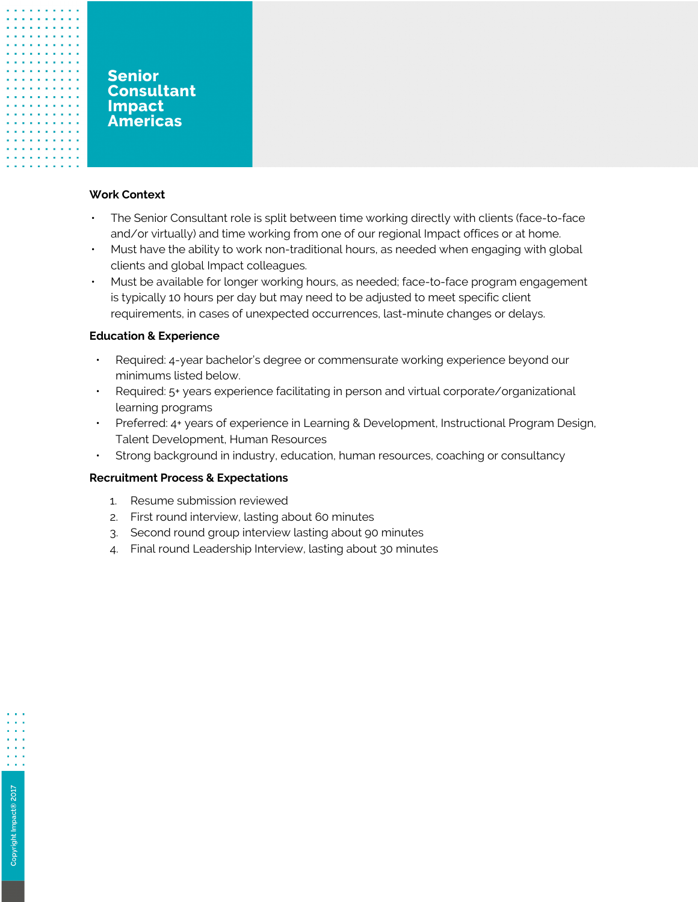# Senior Consultant Impact Americas

**Work Context**

- The Senior Consultant role is split between time working directly with clients (face-to-face and/or virtually) and time working from one of our regional Impact offices or at home.
- Must have the ability to work non-traditional hours, as needed when engaging with global clients and global Impact colleagues.
- Must be available for longer working hours, as needed; face-to-face program engagement is typically 10 hours per day but may need to be adjusted to meet specific client requirements, in cases of unexpected occurrences, last-minute changes or delays.

**Education & Experience**

- Required: 4-year bachelor's degree or commensurate working experience beyond our minimums listed below.
- Required: 5+ years experience facilitating in person and virtual corporate/organizational learning programs
- Preferred: 4+ years of experience in Learning & Development, Instructional Program Design, Talent Development, Human Resources
- Strong background in industry, education, human resources, coaching or consultancy

**Recruitment Process & Expectations**

1. Resume submission reviewed
2. First round interview, lasting about 60 minutes
3. Second round group interview lasting about 90 minutes
4. Final round Leadership Interview, lasting about 30 minutes

Copyright Impact® 2017